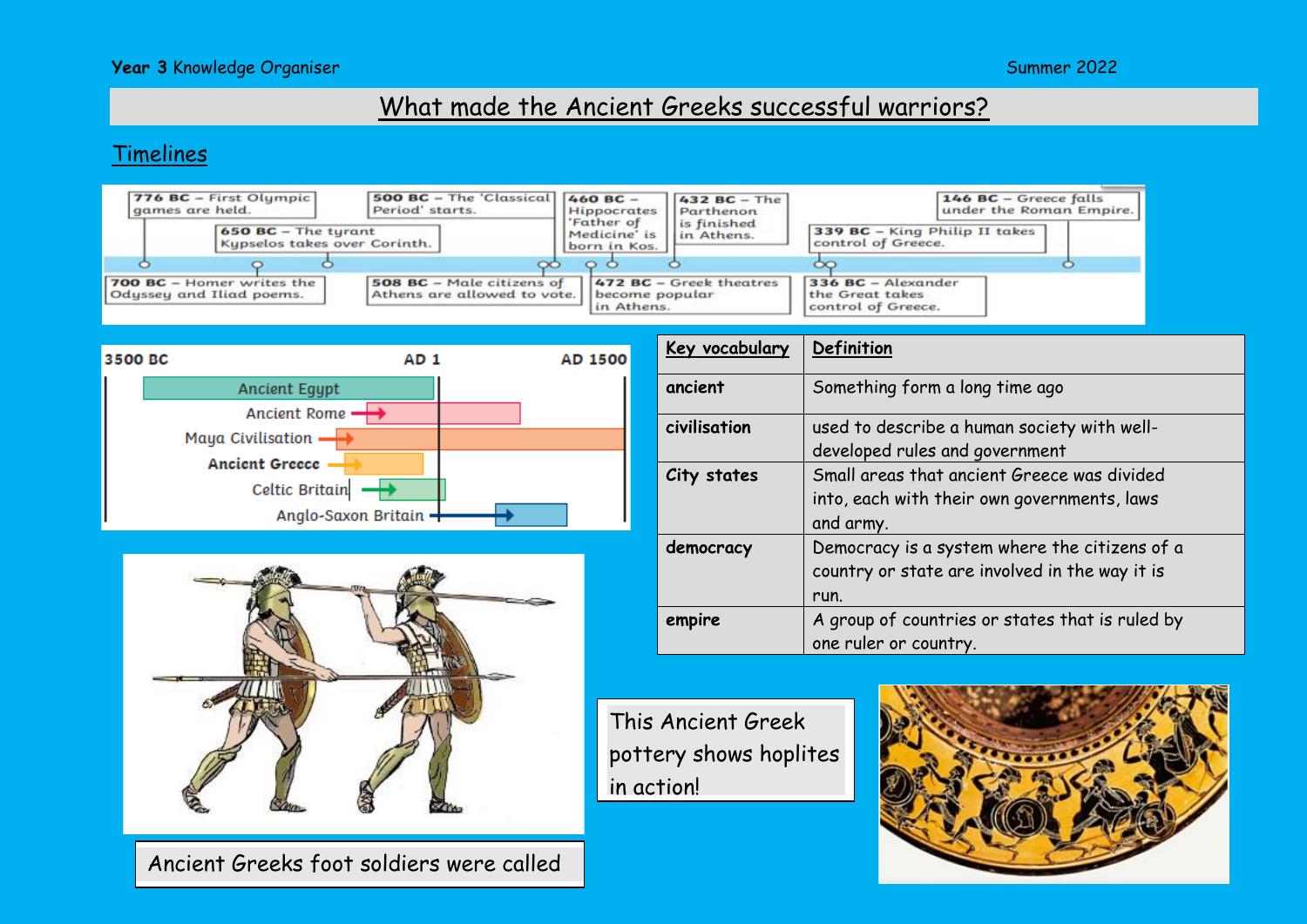**Year 3** Knowledge Organiser

Summer 2022

# What made the Ancient Greeks successful warriors?

## Timelines

- **776 BC** – First Olympic games are held.
- **700 BC** – Homer writes the Odyssey and Iliad poems.
- **650 BC** – The tyrant Kypselos takes over Corinth.
- **508 BC** – Male citizens of Athens are allowed to vote.
- **500 BC** – The 'Classical Period' starts.
- **472 BC** – Greek theatres become popular in Athens.
- **460 BC** – Hippocrates 'Father of Medicine' is born in Kos.
- **432 BC** – The Parthenon is finished in Athens.
- **339 BC** – King Philip II takes control of Greece.
- **336 BC** – Alexander the Great takes control of Greece.
- **146 BC** – Greece falls under the Roman Empire.

**3500 BC** — **AD 1** — **AD 1500**

- Ancient Egypt
- Ancient Rome
- Maya Civilisation
- **Ancient Greece**
- Celtic Britain
- Anglo-Saxon Britain

| Key vocabulary | Definition |
| --- | --- |
| **ancient** | Something form a long time ago |
| **civilisation** | used to describe a human society with well-developed rules and government |
| **City states** | Small areas that ancient Greece was divided into, each with their own governments, laws and army. |
| **democracy** | Democracy is a system where the citizens of a country or state are involved in the way it is run. |
| **empire** | A group of countries or states that is ruled by one ruler or country. |

Ancient Greeks foot soldiers were called

This Ancient Greek pottery shows hoplites in action!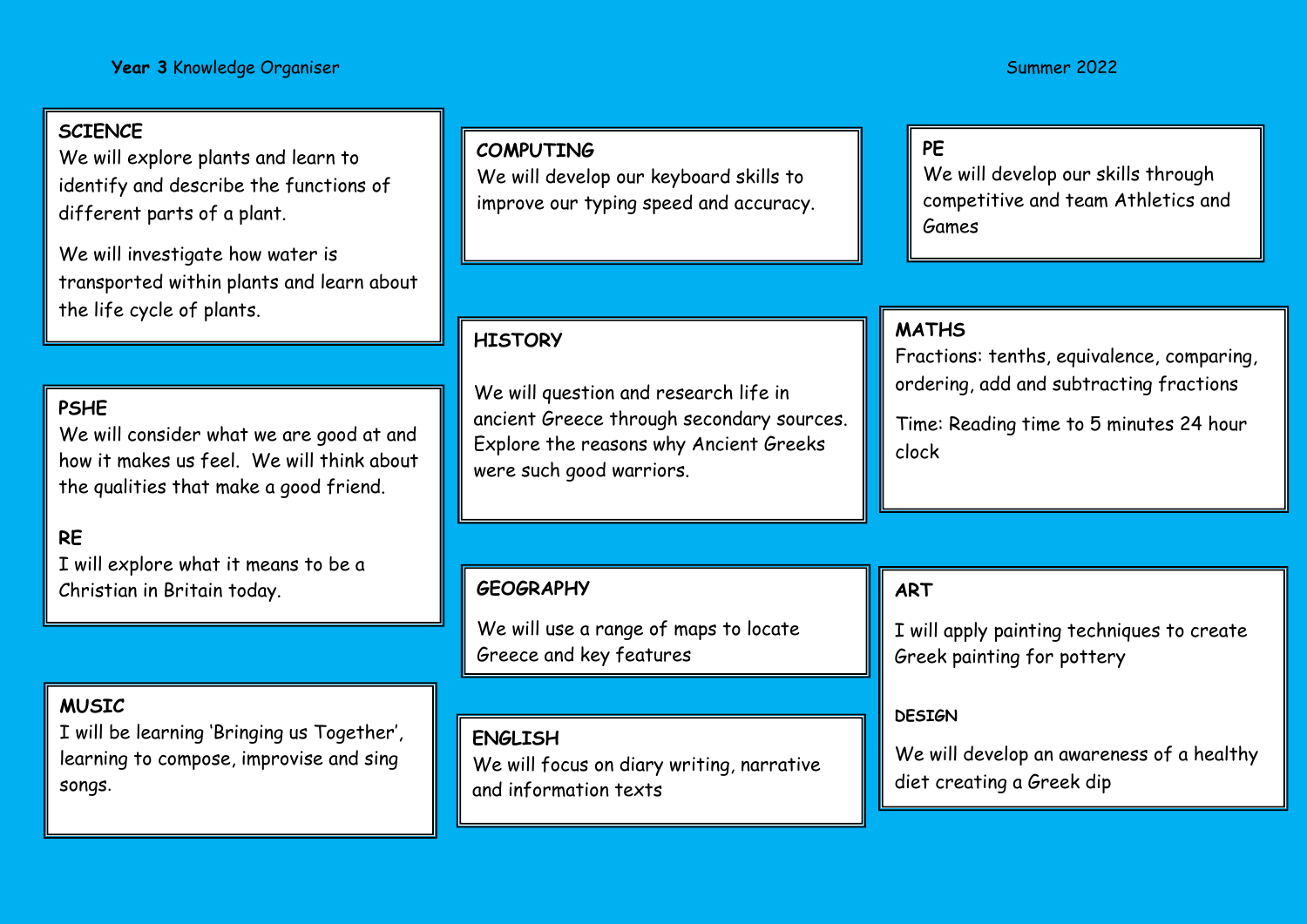**Year 3** Knowledge Organiser

Summer 2022

## SCIENCE

We will explore plants and learn to identify and describe the functions of different parts of a plant.

We will investigate how water is transported within plants and learn about the life cycle of plants.

## PSHE

We will consider what we are good at and how it makes us feel. We will think about the qualities that make a good friend.

## RE

I will explore what it means to be a Christian in Britain today.

## MUSIC

I will be learning 'Bringing us Together', learning to compose, improvise and sing songs.

## COMPUTING

We will develop our keyboard skills to improve our typing speed and accuracy.

## HISTORY

We will question and research life in ancient Greece through secondary sources. Explore the reasons why Ancient Greeks were such good warriors.

## GEOGRAPHY

We will use a range of maps to locate Greece and key features

## ENGLISH

We will focus on diary writing, narrative and information texts

## PE

We will develop our skills through competitive and team Athletics and Games

## MATHS

Fractions: tenths, equivalence, comparing, ordering, add and subtracting fractions

Time: Reading time to 5 minutes 24 hour clock

## ART

I will apply painting techniques to create Greek painting for pottery

## DESIGN

We will develop an awareness of a healthy diet creating a Greek dip